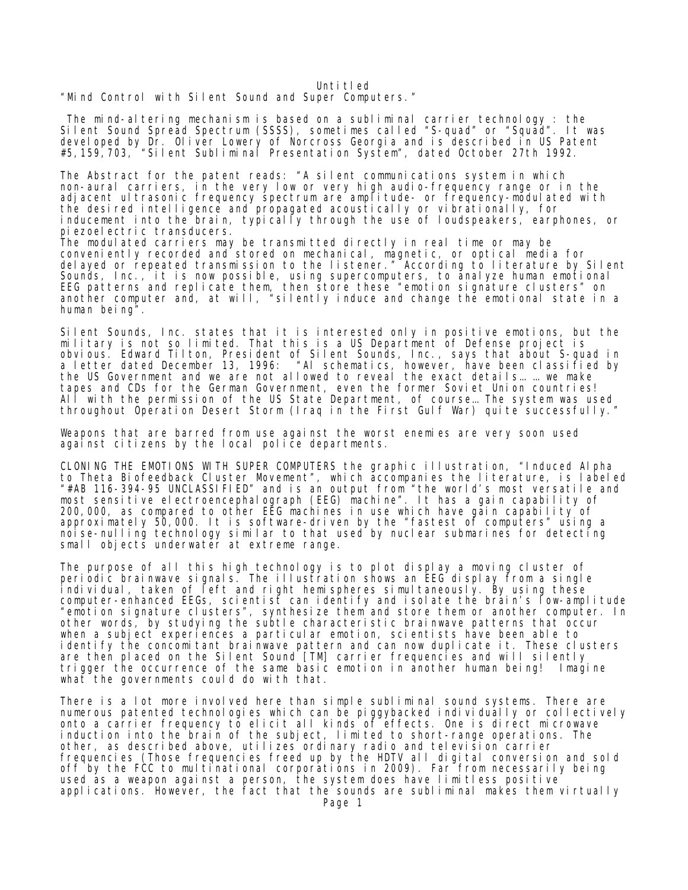Untitled

"Mind Control with Silent Sound and Super Computers."

The mind-altering mechanism is based on a subliminal carrier technology : the Silent Sound Spread Spectrum (SSSS), sometimes called "S-quad" or "Squad". It was developed by Dr. Oliver Lowery of Norcross Georgia and is described in US Patent #5,159,703, "Silent Subliminal Presentation System", dated October 27th 1992.

The Abstract for the patent reads: "A silent communications system in which non-aural carriers, in the very low or very high audio-frequency range or in the adjacent ultrasonic frequency spectrum are amplitude- or frequency-modulated with the desired intelligence and propagated acoustically or vibrationally, for inducement into the brain, typically through the use of loudspeakers, earphones, or piezoelectric transducers.
The modulated carriers may be transmitted directly in real time or may be conveniently recorded and stored on mechanical, magnetic, or optical media for delayed or repeated transmission to the listener." According to literature by Silent Sounds, Inc., it is now possible, using supercomputers, to analyze human emotional EEG patterns and replicate them, then store these "emotion signature clusters" on another computer and, at will, "silently induce and change the emotional state in a human being".

Silent Sounds, Inc. states that it is interested only in positive emotions, but the military is not so limited. That this is a US Department of Defense project is obvious. Edward Tilton, President of Silent Sounds, Inc., says that about S-quad in a letter dated December 13, 1996: "Al schematics, however, have been classified by the US Government and we are not allowed to reveal the exact details… … we make tapes and CDs for the German Government, even the former Soviet Union countries! All with the permission of the US State Department, of course… The system was used throughout Operation Desert Storm (Iraq in the First Gulf War) quite successfully."

Weapons that are barred from use against the worst enemies are very soon used against citizens by the local police departments.

CLONING THE EMOTIONS WITH SUPER COMPUTERS the graphic illustration, "Induced Alpha to Theta Biofeedback Cluster Movement", which accompanies the literature, is labeled "#AB 116-394-95 UNCLASSIFIED" and is an output from "the world's most versatile and most sensitive electroencephalograph (EEG) machine". It has a gain capability of 200,000, as compared to other EEG machines in use which have gain capability of approximately 50,000. It is software-driven by the "fastest of computers" using a noise-nulling technology similar to that used by nuclear submarines for detecting small objects underwater at extreme range.

The purpose of all this high technology is to plot display a moving cluster of periodic brainwave signals. The illustration shows an EEG display from a single individual, taken of left and right hemispheres simultaneously. By using these computer-enhanced EEGs, scientist can identify and isolate the brain's low-amplitude "emotion signature clusters", synthesize them and store them or another computer. In other words, by studying the subtle characteristic brainwave patterns that occur when a subject experiences a particular emotion, scientists have been able to identify the concomitant brainwave pattern and can now duplicate it. These clusters are then placed on the Silent Sound [TM] carrier frequencies and will silently trigger the occurrence of the same basic emotion in another human being! Imagine what the governments could do with that.

There is a lot more involved here than simple subliminal sound systems. There are numerous patented technologies which can be piggybacked individually or collectively onto a carrier frequency to elicit all kinds of effects. One is direct microwave induction into the brain of the subject, limited to short-range operations. The other, as described above, utilizes ordinary radio and television carrier frequencies (Those frequencies freed up by the HDTV all digital conversion and sold off by the FCC to multinational corporations in 2009). Far from necessarily being used as a weapon against a person, the system does have limitless positive applications. However, the fact that the sounds are subliminal makes them virtually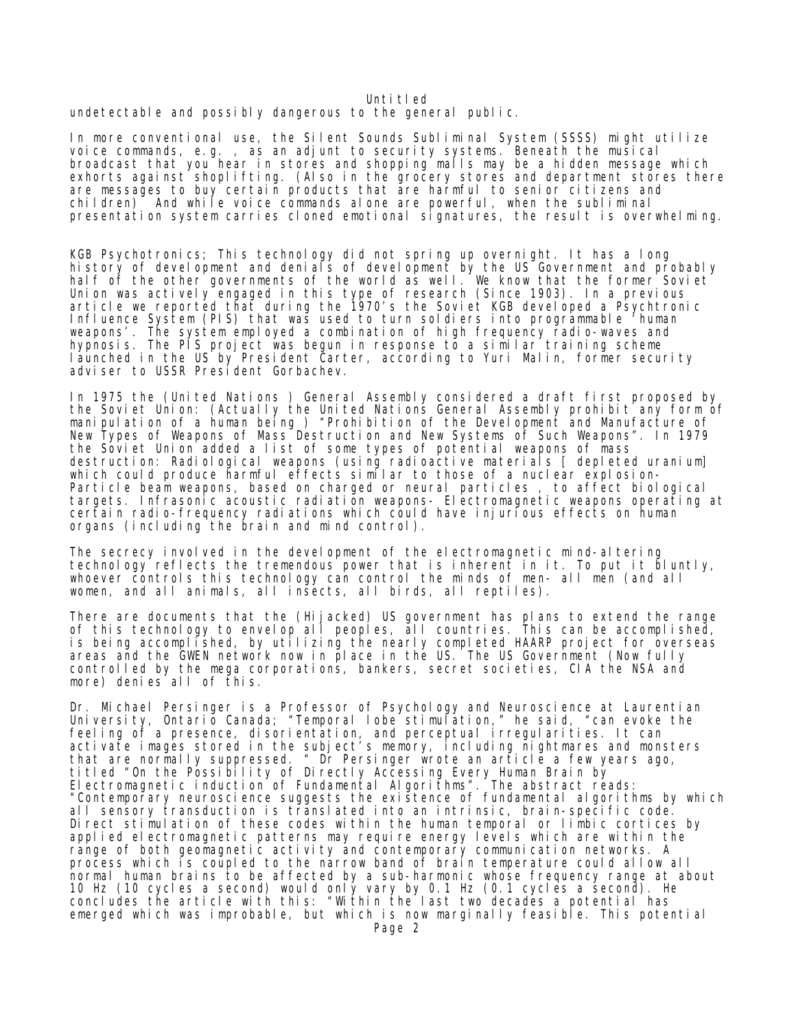undetectable and possibly dangerous to the general public.

In more conventional use, the Silent Sounds Subliminal System (SSSS) might utilize voice commands, e.g. , as an adjunt to security systems. Beneath the musical broadcast that you hear in stores and shopping malls may be a hidden message which exhorts against shoplifting. (Also in the grocery stores and department stores there are messages to buy certain products that are harmful to senior citizens and children) And while voice commands alone are powerful, when the subliminal presentation system carries cloned emotional signatures, the result is overwhelming.

KGB Psychotronics; This technology did not spring up overnight. It has a long history of development and denials of development by the US Government and probably half of the other governments of the world as well. We know that the former Soviet Union was actively engaged in this type of research (Since 1903). In a previous article we reported that during the 1970's the Soviet KGB developed a Psychtronic Influence System (PIS) that was used to turn soldiers into programmable 'human weapons'. The system employed a combination of high frequency radio-waves and hypnosis. The PIS project was begun in response to a similar training scheme launched in the US by President Carter, according to Yuri Malin, former security adviser to USSR President Gorbachev.

In 1975 the (United Nations ) General Assembly considered a draft first proposed by the Soviet Union: (Actually the United Nations General Assembly prohibit any form of manipulation of a human being ) "Prohibition of the Development and Manufacture of New Types of Weapons of Mass Destruction and New Systems of Such Weapons". In 1979 the Soviet Union added a list of some types of potential weapons of mass destruction: Radiological weapons (using radioactive materials [ depleted uranium] which could produce harmful effects similar to those of a nuclear explosion- Particle beam weapons, based on charged or neural particles , to affect biological targets. Infrasonic acoustic radiation weapons- Electromagnetic weapons operating at certain radio-frequency radiations which could have injurious effects on human organs (including the brain and mind control).

The secrecy involved in the development of the electromagnetic mind-altering technology reflects the tremendous power that is inherent in it. To put it bluntly, whoever controls this technology can control the minds of men- all men (and all women, and all animals, all insects, all birds, all reptiles).

There are documents that the (Hijacked) US government has plans to extend the range of this technology to envelop all peoples, all countries. This can be accomplished, is being accomplished, by utilizing the nearly completed HAARP project for overseas areas and the GWEN network now in place in the US. The US Government (Now fully controlled by the mega corporations, bankers, secret societies, CIA the NSA and more) denies all of this.

Dr. Michael Persinger is a Professor of Psychology and Neuroscience at Laurentian University, Ontario Canada; "Temporal lobe stimulation," he said, "can evoke the feeling of a presence, disorientation, and perceptual irregularities. It can activate images stored in the subject's memory, including nightmares and monsters that are normally suppressed. " Dr Persinger wrote an article a few years ago, titled "On the Possibility of Directly Accessing Every Human Brain by Electromagnetic induction of Fundamental Algorithms". The abstract reads: "Contemporary neuroscience suggests the existence of fundamental algorithms by which all sensory transduction is translated into an intrinsic, brain-specific code. Direct stimulation of these codes within the human temporal or limbic cortices by applied electromagnetic patterns may require energy levels which are within the range of both geomagnetic activity and contemporary communication networks. A process which is coupled to the narrow band of brain temperature could allow all normal human brains to be affected by a sub-harmonic whose frequency range at about 10 Hz (10 cycles a second) would only vary by 0.1 Hz (0.1 cycles a second). He concludes the article with this: "Within the last two decades a potential has emerged which was improbable, but which is now marginally feasible. This potential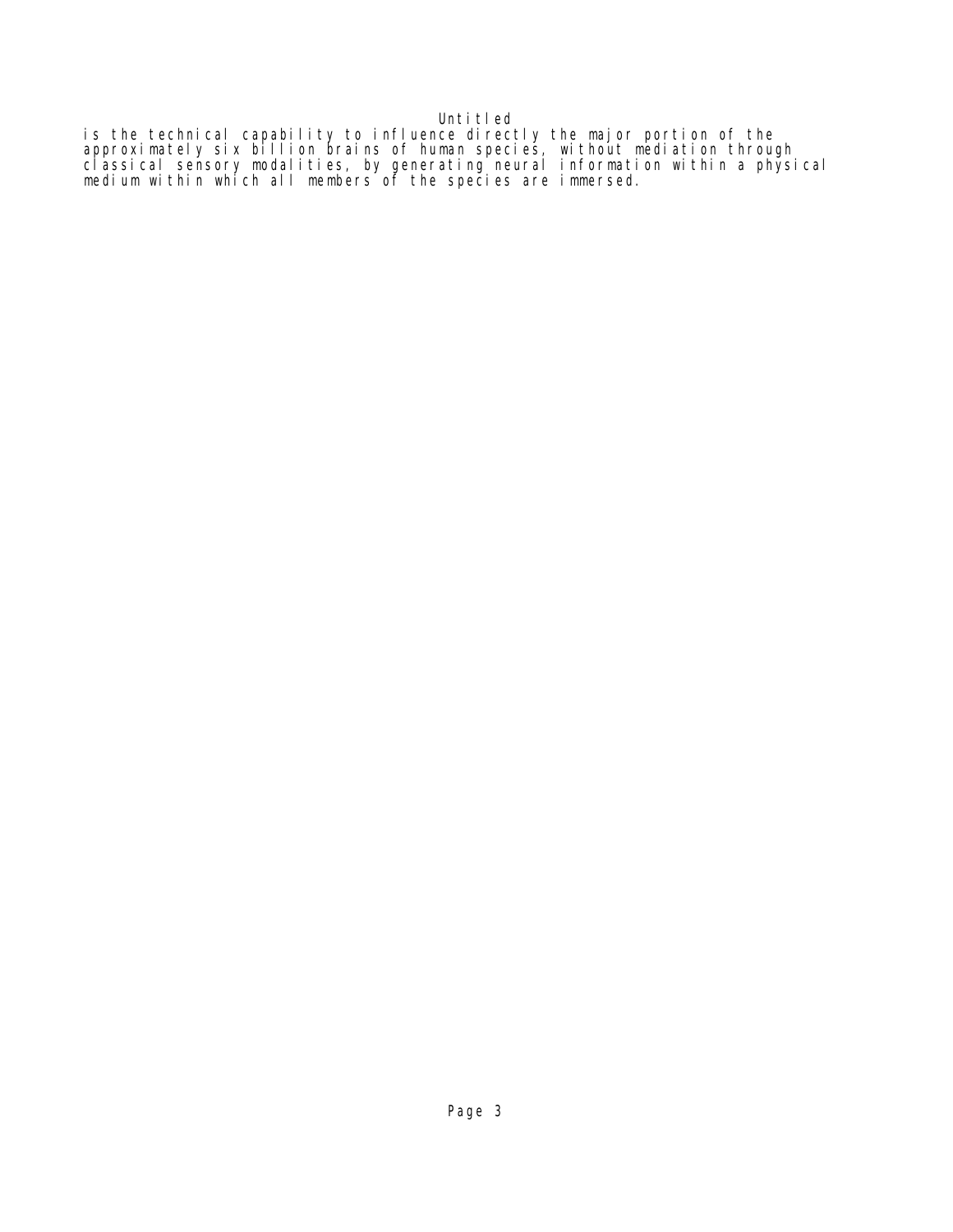is the technical capability to influence directly the major portion of the approximately six billion brains of human species, without mediation through classical sensory modalities, by generating neural information within a physical medium within which all members of the species are immersed.